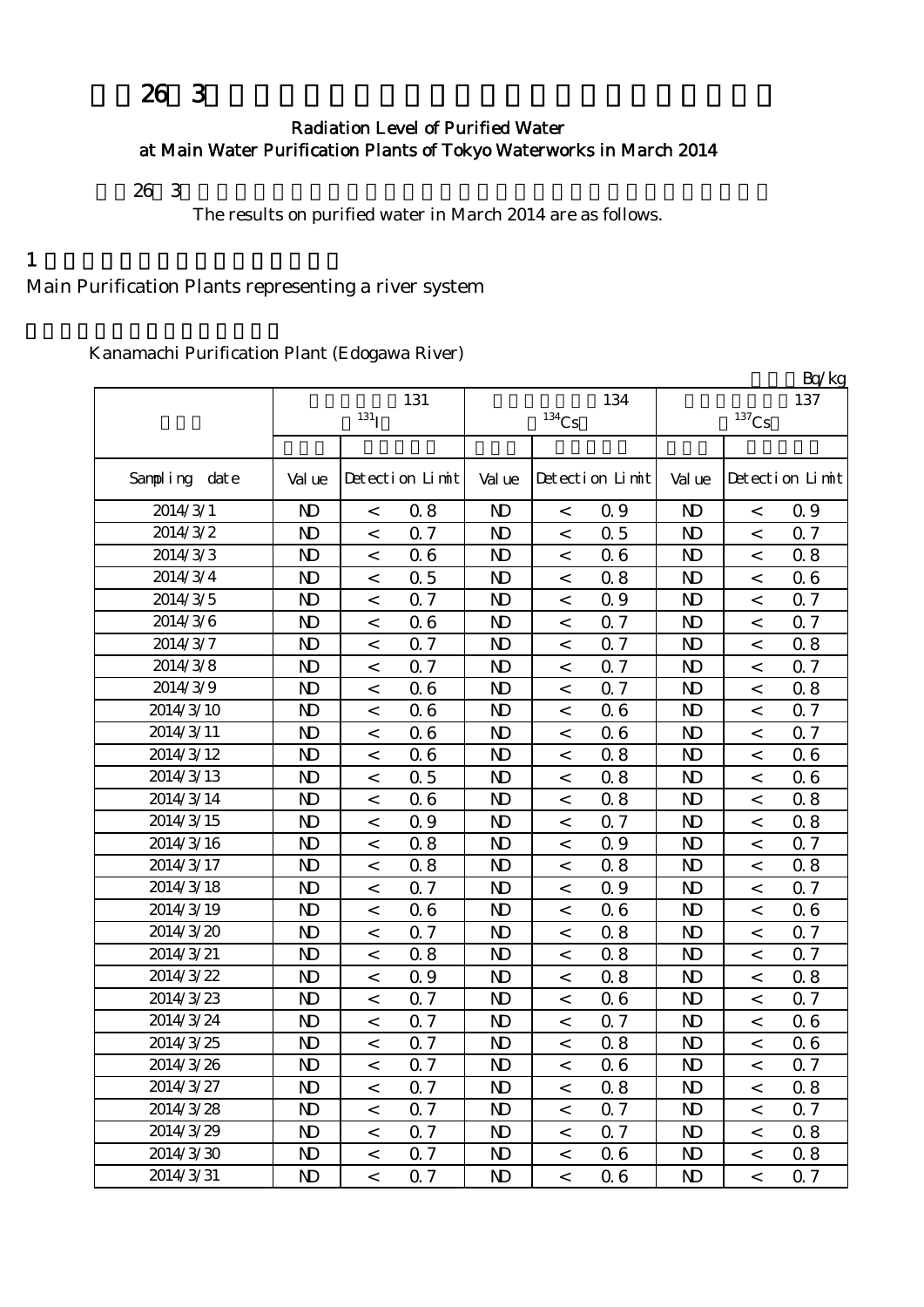# 26 3

## Radiation Level of Purified Water at Main Water Purification Plants of Tokyo Waterworks in March 2014

26 3

The results on purified water in March 2014 are as follows.

1

Main Purification Plants representing a river system

Kanamachi Purification Plant (Edogawa River)

Bq/kg

| | 131 ($^{131}$I) | | | 134 ($^{134}$Cs) | | | 137 ($^{137}$Cs) | | |
|---|---|---|---|---|---|---|---|---|---|
| Sampling date | Value | Detection Limit | | Value | Detection Limit | | Value | Detection Limit | |
| 2014/3/1 | ND | < | 0.8 | ND | < | 0.9 | ND | < | 0.9 |
| 2014/3/2 | ND | < | 0.7 | ND | < | 0.5 | ND | < | 0.7 |
| 2014/3/3 | ND | < | 0.6 | ND | < | 0.6 | ND | < | 0.8 |
| 2014/3/4 | ND | < | 0.5 | ND | < | 0.8 | ND | < | 0.6 |
| 2014/3/5 | ND | < | 0.7 | ND | < | 0.9 | ND | < | 0.7 |
| 2014/3/6 | ND | < | 0.6 | ND | < | 0.7 | ND | < | 0.7 |
| 2014/3/7 | ND | < | 0.7 | ND | < | 0.7 | ND | < | 0.8 |
| 2014/3/8 | ND | < | 0.7 | ND | < | 0.7 | ND | < | 0.7 |
| 2014/3/9 | ND | < | 0.6 | ND | < | 0.7 | ND | < | 0.8 |
| 2014/3/10 | ND | < | 0.6 | ND | < | 0.6 | ND | < | 0.7 |
| 2014/3/11 | ND | < | 0.6 | ND | < | 0.6 | ND | < | 0.7 |
| 2014/3/12 | ND | < | 0.6 | ND | < | 0.8 | ND | < | 0.6 |
| 2014/3/13 | ND | < | 0.5 | ND | < | 0.8 | ND | < | 0.6 |
| 2014/3/14 | ND | < | 0.6 | ND | < | 0.8 | ND | < | 0.8 |
| 2014/3/15 | ND | < | 0.9 | ND | < | 0.7 | ND | < | 0.8 |
| 2014/3/16 | ND | < | 0.8 | ND | < | 0.9 | ND | < | 0.7 |
| 2014/3/17 | ND | < | 0.8 | ND | < | 0.8 | ND | < | 0.8 |
| 2014/3/18 | ND | < | 0.7 | ND | < | 0.9 | ND | < | 0.7 |
| 2014/3/19 | ND | < | 0.6 | ND | < | 0.6 | ND | < | 0.6 |
| 2014/3/20 | ND | < | 0.7 | ND | < | 0.8 | ND | < | 0.7 |
| 2014/3/21 | ND | < | 0.8 | ND | < | 0.8 | ND | < | 0.7 |
| 2014/3/22 | ND | < | 0.9 | ND | < | 0.8 | ND | < | 0.8 |
| 2014/3/23 | ND | < | 0.7 | ND | < | 0.6 | ND | < | 0.7 |
| 2014/3/24 | ND | < | 0.7 | ND | < | 0.7 | ND | < | 0.6 |
| 2014/3/25 | ND | < | 0.7 | ND | < | 0.8 | ND | < | 0.6 |
| 2014/3/26 | ND | < | 0.7 | ND | < | 0.6 | ND | < | 0.7 |
| 2014/3/27 | ND | < | 0.7 | ND | < | 0.8 | ND | < | 0.8 |
| 2014/3/28 | ND | < | 0.7 | ND | < | 0.7 | ND | < | 0.7 |
| 2014/3/29 | ND | < | 0.7 | ND | < | 0.7 | ND | < | 0.8 |
| 2014/3/30 | ND | < | 0.7 | ND | < | 0.6 | ND | < | 0.8 |
| 2014/3/31 | ND | < | 0.7 | ND | < | 0.6 | ND | < | 0.7 |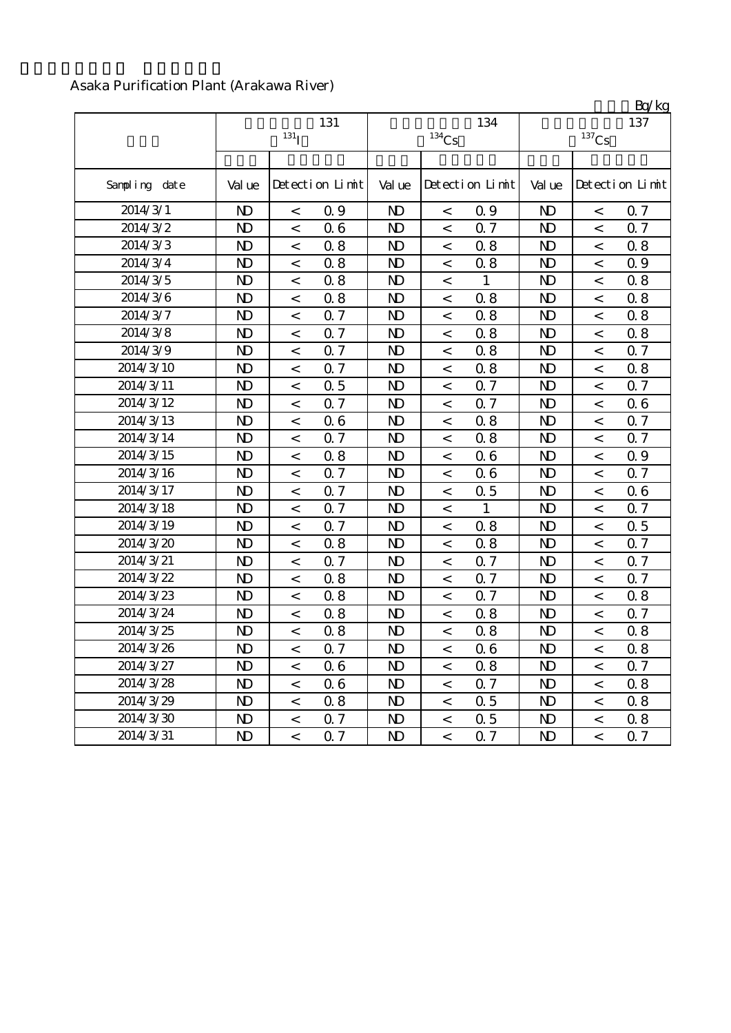Asaka Purification Plant (Arakawa River)

Bq/kg

| | 131 $^{131}I$ | | | 134 $^{134}Cs$ | | | 137 $^{137}Cs$ | | |
|---|---|---|---|---|---|---|---|---|---|
| Sampling date | Value | Detection Limit | | Value | Detection Limit | | Value | Detection Limit | |
| 2014/3/1 | ND | < | 0.9 | ND | < | 0.9 | ND | < | 0.7 |
| 2014/3/2 | ND | < | 0.6 | ND | < | 0.7 | ND | < | 0.7 |
| 2014/3/3 | ND | < | 0.8 | ND | < | 0.8 | ND | < | 0.8 |
| 2014/3/4 | ND | < | 0.8 | ND | < | 0.8 | ND | < | 0.9 |
| 2014/3/5 | ND | < | 0.8 | ND | < | 1 | ND | < | 0.8 |
| 2014/3/6 | ND | < | 0.8 | ND | < | 0.8 | ND | < | 0.8 |
| 2014/3/7 | ND | < | 0.7 | ND | < | 0.8 | ND | < | 0.8 |
| 2014/3/8 | ND | < | 0.7 | ND | < | 0.8 | ND | < | 0.8 |
| 2014/3/9 | ND | < | 0.7 | ND | < | 0.8 | ND | < | 0.7 |
| 2014/3/10 | ND | < | 0.7 | ND | < | 0.8 | ND | < | 0.8 |
| 2014/3/11 | ND | < | 0.5 | ND | < | 0.7 | ND | < | 0.7 |
| 2014/3/12 | ND | < | 0.7 | ND | < | 0.7 | ND | < | 0.6 |
| 2014/3/13 | ND | < | 0.6 | ND | < | 0.8 | ND | < | 0.7 |
| 2014/3/14 | ND | < | 0.7 | ND | < | 0.8 | ND | < | 0.7 |
| 2014/3/15 | ND | < | 0.8 | ND | < | 0.6 | ND | < | 0.9 |
| 2014/3/16 | ND | < | 0.7 | ND | < | 0.6 | ND | < | 0.7 |
| 2014/3/17 | ND | < | 0.7 | ND | < | 0.5 | ND | < | 0.6 |
| 2014/3/18 | ND | < | 0.7 | ND | < | 1 | ND | < | 0.7 |
| 2014/3/19 | ND | < | 0.7 | ND | < | 0.8 | ND | < | 0.5 |
| 2014/3/20 | ND | < | 0.8 | ND | < | 0.8 | ND | < | 0.7 |
| 2014/3/21 | ND | < | 0.7 | ND | < | 0.7 | ND | < | 0.7 |
| 2014/3/22 | ND | < | 0.8 | ND | < | 0.7 | ND | < | 0.7 |
| 2014/3/23 | ND | < | 0.8 | ND | < | 0.7 | ND | < | 0.8 |
| 2014/3/24 | ND | < | 0.8 | ND | < | 0.8 | ND | < | 0.7 |
| 2014/3/25 | ND | < | 0.8 | ND | < | 0.8 | ND | < | 0.8 |
| 2014/3/26 | ND | < | 0.7 | ND | < | 0.6 | ND | < | 0.8 |
| 2014/3/27 | ND | < | 0.6 | ND | < | 0.8 | ND | < | 0.7 |
| 2014/3/28 | ND | < | 0.6 | ND | < | 0.7 | ND | < | 0.8 |
| 2014/3/29 | ND | < | 0.8 | ND | < | 0.5 | ND | < | 0.8 |
| 2014/3/30 | ND | < | 0.7 | ND | < | 0.5 | ND | < | 0.8 |
| 2014/3/31 | ND | < | 0.7 | ND | < | 0.7 | ND | < | 0.7 |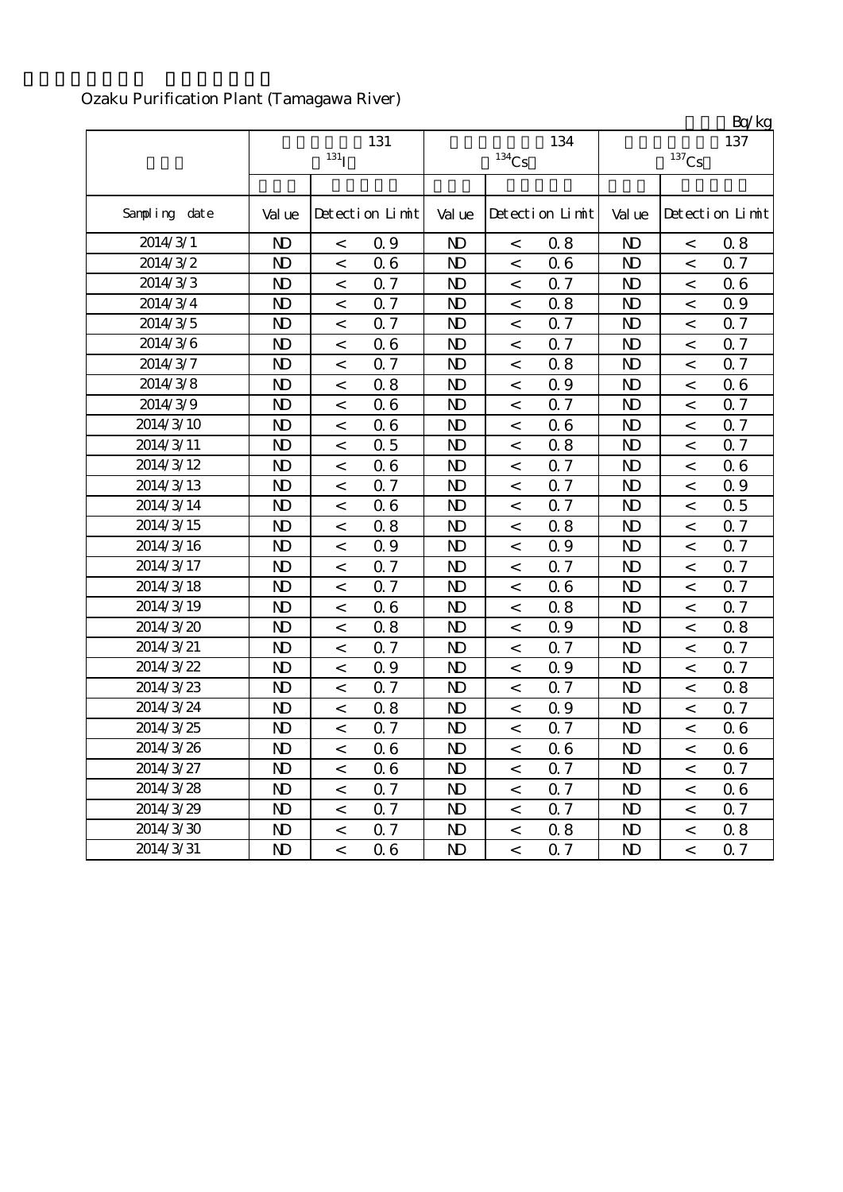Ozaku Purification Plant (Tamagawa River)

Bq/kg

| | 131 $^{131}I$ | | | 134 $^{134}Cs$ | | | 137 $^{137}Cs$ | | |
|---|---|---|---|---|---|---|---|---|---|
| Sampling date | Value | Detection Limit | | Value | Detection Limit | | Value | Detection Limit | |
| 2014/3/1 | ND | < | 0.9 | ND | < | 0.8 | ND | < | 0.8 |
| 2014/3/2 | ND | < | 0.6 | ND | < | 0.6 | ND | < | 0.7 |
| 2014/3/3 | ND | < | 0.7 | ND | < | 0.7 | ND | < | 0.6 |
| 2014/3/4 | ND | < | 0.7 | ND | < | 0.8 | ND | < | 0.9 |
| 2014/3/5 | ND | < | 0.7 | ND | < | 0.7 | ND | < | 0.7 |
| 2014/3/6 | ND | < | 0.6 | ND | < | 0.7 | ND | < | 0.7 |
| 2014/3/7 | ND | < | 0.7 | ND | < | 0.8 | ND | < | 0.7 |
| 2014/3/8 | ND | < | 0.8 | ND | < | 0.9 | ND | < | 0.6 |
| 2014/3/9 | ND | < | 0.6 | ND | < | 0.7 | ND | < | 0.7 |
| 2014/3/10 | ND | < | 0.6 | ND | < | 0.6 | ND | < | 0.7 |
| 2014/3/11 | ND | < | 0.5 | ND | < | 0.8 | ND | < | 0.7 |
| 2014/3/12 | ND | < | 0.6 | ND | < | 0.7 | ND | < | 0.6 |
| 2014/3/13 | ND | < | 0.7 | ND | < | 0.7 | ND | < | 0.9 |
| 2014/3/14 | ND | < | 0.6 | ND | < | 0.7 | ND | < | 0.5 |
| 2014/3/15 | ND | < | 0.8 | ND | < | 0.8 | ND | < | 0.7 |
| 2014/3/16 | ND | < | 0.9 | ND | < | 0.9 | ND | < | 0.7 |
| 2014/3/17 | ND | < | 0.7 | ND | < | 0.7 | ND | < | 0.7 |
| 2014/3/18 | ND | < | 0.7 | ND | < | 0.6 | ND | < | 0.7 |
| 2014/3/19 | ND | < | 0.6 | ND | < | 0.8 | ND | < | 0.7 |
| 2014/3/20 | ND | < | 0.8 | ND | < | 0.9 | ND | < | 0.8 |
| 2014/3/21 | ND | < | 0.7 | ND | < | 0.7 | ND | < | 0.7 |
| 2014/3/22 | ND | < | 0.9 | ND | < | 0.9 | ND | < | 0.7 |
| 2014/3/23 | ND | < | 0.7 | ND | < | 0.7 | ND | < | 0.8 |
| 2014/3/24 | ND | < | 0.8 | ND | < | 0.9 | ND | < | 0.7 |
| 2014/3/25 | ND | < | 0.7 | ND | < | 0.7 | ND | < | 0.6 |
| 2014/3/26 | ND | < | 0.6 | ND | < | 0.6 | ND | < | 0.6 |
| 2014/3/27 | ND | < | 0.6 | ND | < | 0.7 | ND | < | 0.7 |
| 2014/3/28 | ND | < | 0.7 | ND | < | 0.7 | ND | < | 0.6 |
| 2014/3/29 | ND | < | 0.7 | ND | < | 0.7 | ND | < | 0.7 |
| 2014/3/30 | ND | < | 0.7 | ND | < | 0.8 | ND | < | 0.8 |
| 2014/3/31 | ND | < | 0.6 | ND | < | 0.7 | ND | < | 0.7 |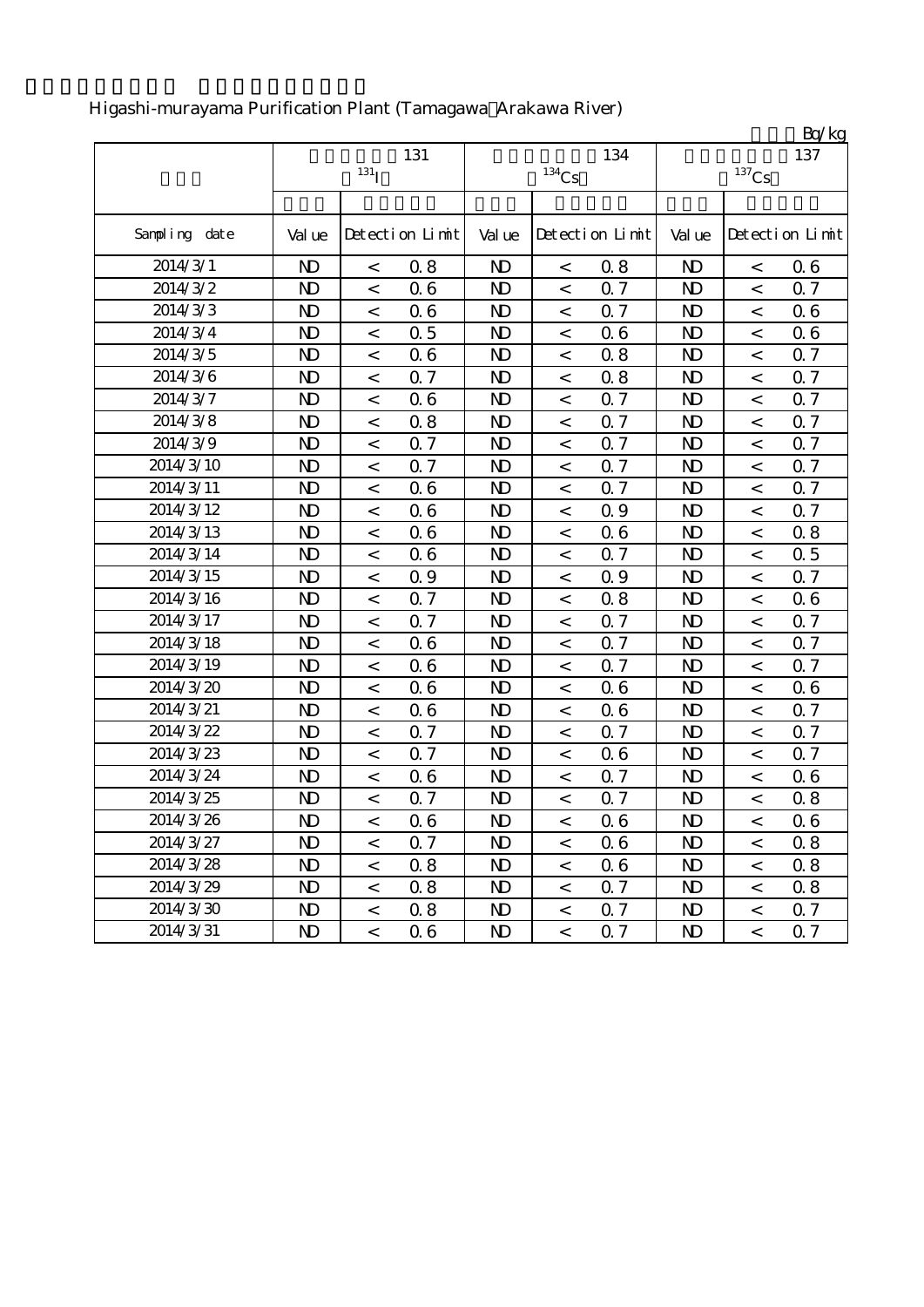Higashi-murayama Purification Plant (Tamagawa Arakawa River)

Bq/kg

| | 131 ($^{131}$I) | | | 134 ($^{134}$Cs) | | | 137 ($^{137}$Cs) | | |
|---|---|---|---|---|---|---|---|---|---|
| Sampling date | Value | Detection Limit | | Value | Detection Limit | | Value | Detection Limit | |
| 2014/3/1 | ND | < | 0.8 | ND | < | 0.8 | ND | < | 0.6 |
| 2014/3/2 | ND | < | 0.6 | ND | < | 0.7 | ND | < | 0.7 |
| 2014/3/3 | ND | < | 0.6 | ND | < | 0.7 | ND | < | 0.6 |
| 2014/3/4 | ND | < | 0.5 | ND | < | 0.6 | ND | < | 0.6 |
| 2014/3/5 | ND | < | 0.6 | ND | < | 0.8 | ND | < | 0.7 |
| 2014/3/6 | ND | < | 0.7 | ND | < | 0.8 | ND | < | 0.7 |
| 2014/3/7 | ND | < | 0.6 | ND | < | 0.7 | ND | < | 0.7 |
| 2014/3/8 | ND | < | 0.8 | ND | < | 0.7 | ND | < | 0.7 |
| 2014/3/9 | ND | < | 0.7 | ND | < | 0.7 | ND | < | 0.7 |
| 2014/3/10 | ND | < | 0.7 | ND | < | 0.7 | ND | < | 0.7 |
| 2014/3/11 | ND | < | 0.6 | ND | < | 0.7 | ND | < | 0.7 |
| 2014/3/12 | ND | < | 0.6 | ND | < | 0.9 | ND | < | 0.7 |
| 2014/3/13 | ND | < | 0.6 | ND | < | 0.6 | ND | < | 0.8 |
| 2014/3/14 | ND | < | 0.6 | ND | < | 0.7 | ND | < | 0.5 |
| 2014/3/15 | ND | < | 0.9 | ND | < | 0.9 | ND | < | 0.7 |
| 2014/3/16 | ND | < | 0.7 | ND | < | 0.8 | ND | < | 0.6 |
| 2014/3/17 | ND | < | 0.7 | ND | < | 0.7 | ND | < | 0.7 |
| 2014/3/18 | ND | < | 0.6 | ND | < | 0.7 | ND | < | 0.7 |
| 2014/3/19 | ND | < | 0.6 | ND | < | 0.7 | ND | < | 0.7 |
| 2014/3/20 | ND | < | 0.6 | ND | < | 0.6 | ND | < | 0.6 |
| 2014/3/21 | ND | < | 0.6 | ND | < | 0.6 | ND | < | 0.7 |
| 2014/3/22 | ND | < | 0.7 | ND | < | 0.7 | ND | < | 0.7 |
| 2014/3/23 | ND | < | 0.7 | ND | < | 0.6 | ND | < | 0.7 |
| 2014/3/24 | ND | < | 0.6 | ND | < | 0.7 | ND | < | 0.6 |
| 2014/3/25 | ND | < | 0.7 | ND | < | 0.7 | ND | < | 0.8 |
| 2014/3/26 | ND | < | 0.6 | ND | < | 0.6 | ND | < | 0.6 |
| 2014/3/27 | ND | < | 0.7 | ND | < | 0.6 | ND | < | 0.8 |
| 2014/3/28 | ND | < | 0.8 | ND | < | 0.6 | ND | < | 0.8 |
| 2014/3/29 | ND | < | 0.8 | ND | < | 0.7 | ND | < | 0.8 |
| 2014/3/30 | ND | < | 0.8 | ND | < | 0.7 | ND | < | 0.7 |
| 2014/3/31 | ND | < | 0.6 | ND | < | 0.7 | ND | < | 0.7 |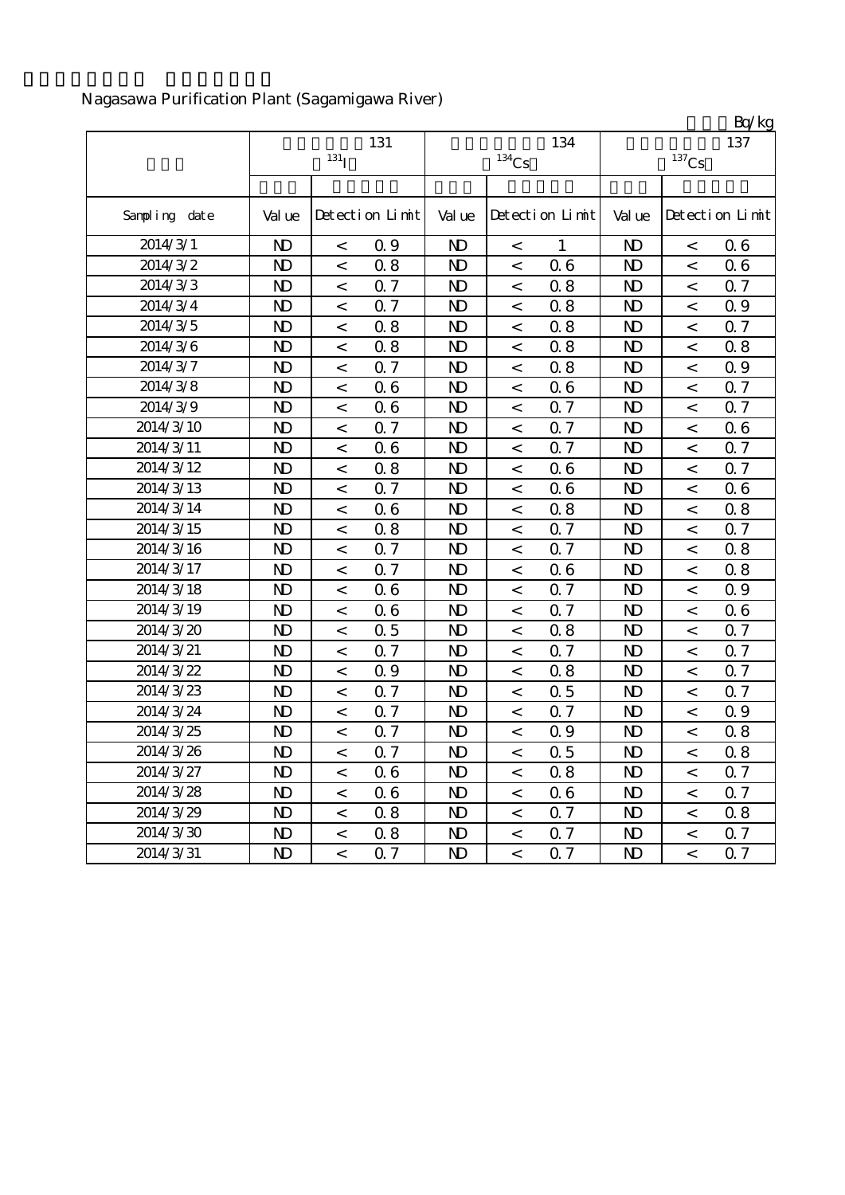Nagasawa Purification Plant (Sagamigawa River)

Bq/kg

| | 131 $^{131}I$ | | | 134 $^{134}Cs$ | | | 137 $^{137}Cs$ | | |
|---|---|---|---|---|---|---|---|---|---|
| Sampling date | Value | Detection Limit | | Value | Detection Limit | | Value | Detection Limit | |
| 2014/3/1 | ND | < | 0.9 | ND | < | 1 | ND | < | 0.6 |
| 2014/3/2 | ND | < | 0.8 | ND | < | 0.6 | ND | < | 0.6 |
| 2014/3/3 | ND | < | 0.7 | ND | < | 0.8 | ND | < | 0.7 |
| 2014/3/4 | ND | < | 0.7 | ND | < | 0.8 | ND | < | 0.9 |
| 2014/3/5 | ND | < | 0.8 | ND | < | 0.8 | ND | < | 0.7 |
| 2014/3/6 | ND | < | 0.8 | ND | < | 0.8 | ND | < | 0.8 |
| 2014/3/7 | ND | < | 0.7 | ND | < | 0.8 | ND | < | 0.9 |
| 2014/3/8 | ND | < | 0.6 | ND | < | 0.6 | ND | < | 0.7 |
| 2014/3/9 | ND | < | 0.6 | ND | < | 0.7 | ND | < | 0.7 |
| 2014/3/10 | ND | < | 0.7 | ND | < | 0.7 | ND | < | 0.6 |
| 2014/3/11 | ND | < | 0.6 | ND | < | 0.7 | ND | < | 0.7 |
| 2014/3/12 | ND | < | 0.8 | ND | < | 0.6 | ND | < | 0.7 |
| 2014/3/13 | ND | < | 0.7 | ND | < | 0.6 | ND | < | 0.6 |
| 2014/3/14 | ND | < | 0.6 | ND | < | 0.8 | ND | < | 0.8 |
| 2014/3/15 | ND | < | 0.8 | ND | < | 0.7 | ND | < | 0.7 |
| 2014/3/16 | ND | < | 0.7 | ND | < | 0.7 | ND | < | 0.8 |
| 2014/3/17 | ND | < | 0.7 | ND | < | 0.6 | ND | < | 0.8 |
| 2014/3/18 | ND | < | 0.6 | ND | < | 0.7 | ND | < | 0.9 |
| 2014/3/19 | ND | < | 0.6 | ND | < | 0.7 | ND | < | 0.6 |
| 2014/3/20 | ND | < | 0.5 | ND | < | 0.8 | ND | < | 0.7 |
| 2014/3/21 | ND | < | 0.7 | ND | < | 0.7 | ND | < | 0.7 |
| 2014/3/22 | ND | < | 0.9 | ND | < | 0.8 | ND | < | 0.7 |
| 2014/3/23 | ND | < | 0.7 | ND | < | 0.5 | ND | < | 0.7 |
| 2014/3/24 | ND | < | 0.7 | ND | < | 0.7 | ND | < | 0.9 |
| 2014/3/25 | ND | < | 0.7 | ND | < | 0.9 | ND | < | 0.8 |
| 2014/3/26 | ND | < | 0.7 | ND | < | 0.5 | ND | < | 0.8 |
| 2014/3/27 | ND | < | 0.6 | ND | < | 0.8 | ND | < | 0.7 |
| 2014/3/28 | ND | < | 0.6 | ND | < | 0.6 | ND | < | 0.7 |
| 2014/3/29 | ND | < | 0.8 | ND | < | 0.7 | ND | < | 0.8 |
| 2014/3/30 | ND | < | 0.8 | ND | < | 0.7 | ND | < | 0.7 |
| 2014/3/31 | ND | < | 0.7 | ND | < | 0.7 | ND | < | 0.7 |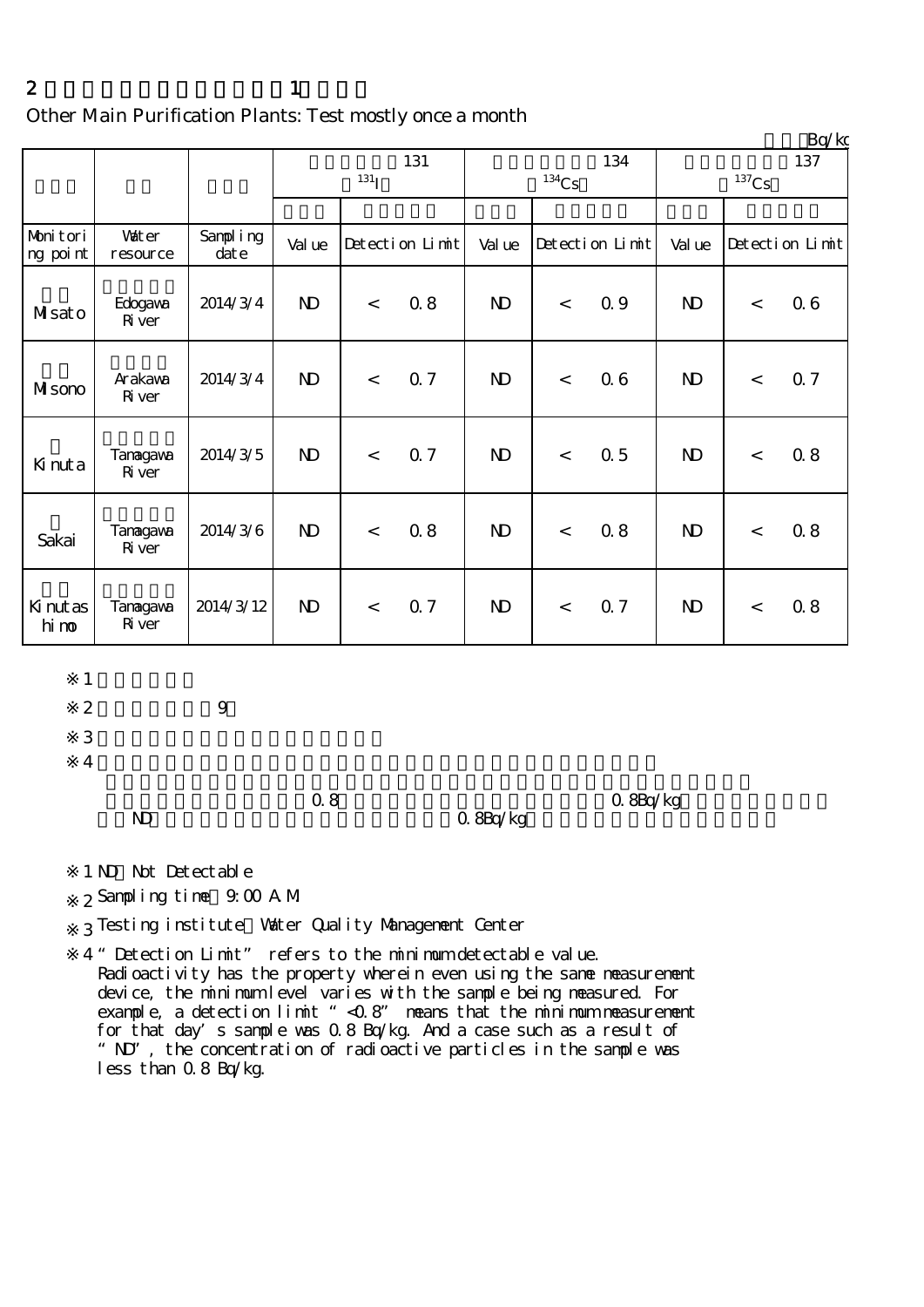2 1

Other Main Purification Plants: Test mostly once a month

Bq/kg

| | | | 131 $^{131}$I | | 134 $^{134}$Cs | | 137 $^{137}$Cs | |
|---|---|---|---|---|---|---|---|---|
| Monitoring point | Water resource | Sampling date | Value | Detection Limit | Value | Detection Limit | Value | Detection Limit |
| Misato | Edogawa River | 2014/3/4 | ND | < 0.8 | ND | < 0.9 | ND | < 0.6 |
| Misono | Arakawa River | 2014/3/4 | ND | < 0.7 | ND | < 0.6 | ND | < 0.7 |
| Kinuta | Tamagawa River | 2014/3/5 | ND | < 0.7 | ND | < 0.5 | ND | < 0.8 |
| Sakai | Tamagawa River | 2014/3/6 | ND | < 0.8 | ND | < 0.8 | ND | < 0.8 |
| Kinutashimo | Tamagawa River | 2014/3/12 | ND | < 0.7 | ND | < 0.7 | ND | < 0.8 |

※1

※2 9

※3

※4

0.8 0.8Bq/kg
ND 0.8Bq/kg

※1 ND: Not Detectable

※2 Sampling time: 9:00 A.M.

※3 Testing institute: Water Quality Management Center

※4 "Detection Limit" refers to the minimum detectable value. Radioactivity has the property wherein even using the same measurement device, the minimum level varies with the sample being measured. For example, a detection limit "<0.8" means that the minimum measurement for that day's sample was 0.8 Bq/kg. And a case such as a result of "ND", the concentration of radioactive particles in the sample was less than 0.8 Bq/kg.